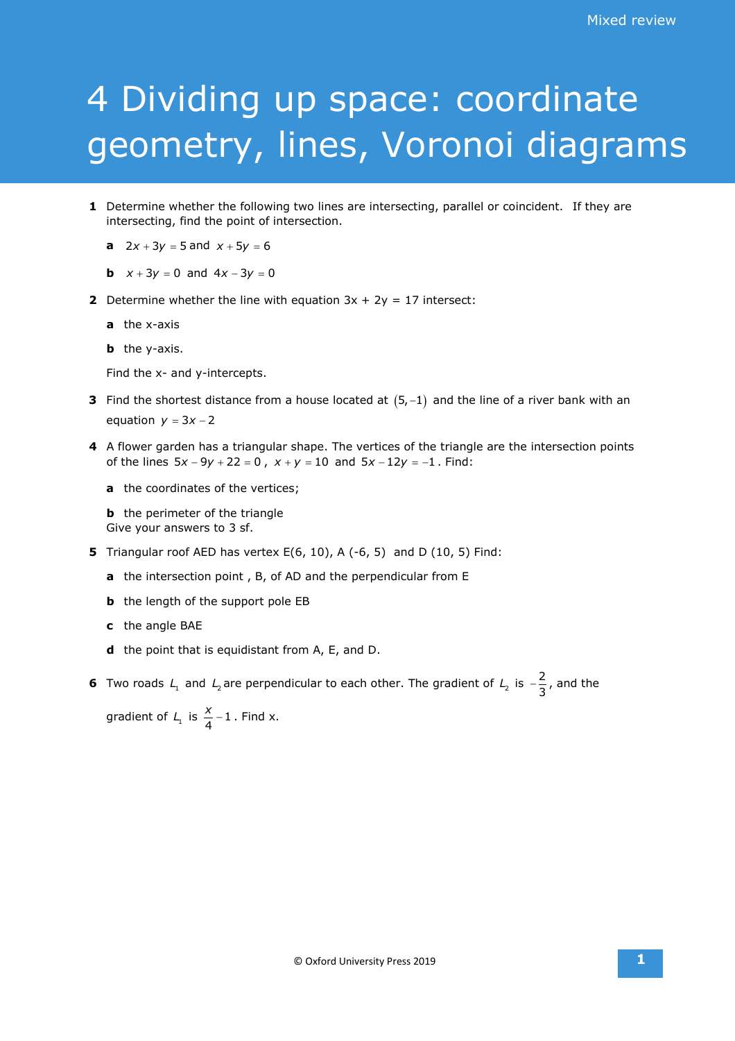# 4 Dividing up space: coordinate geometry, lines, Voronoi diagrams

**1** Determine whether the following two lines are intersecting, parallel or coincident. If they are intersecting, find the point of intersection.

**a** $2x + 3y = 5$ and $x + 5y = 6$

**b** $x + 3y = 0$ and $4x - 3y = 0$

**2** Determine whether the line with equation $3x + 2y = 17$ intersect:

**a** the x-axis

**b** the y-axis.

Find the x- and y-intercepts.

**3** Find the shortest distance from a house located at $(5, -1)$ and the line of a river bank with an equation $y = 3x - 2$

**4** A flower garden has a triangular shape. The vertices of the triangle are the intersection points of the lines $5x - 9y + 22 = 0$, $x + y = 10$ and $5x - 12y = -1$. Find:

**a** the coordinates of the vertices;

**b** the perimeter of the triangle
Give your answers to 3 sf.

**5** Triangular roof AED has vertex E(6, 10), A (-6, 5) and D (10, 5) Find:

**a** the intersection point , B, of AD and the perpendicular from E

**b** the length of the support pole EB

**c** the angle BAE

**d** the point that is equidistant from A, E, and D.

**6** Two roads $L_1$ and $L_2$ are perpendicular to each other. The gradient of $L_2$ is $-\frac{2}{3}$, and the gradient of $L_1$ is $\frac{x}{4} - 1$. Find x.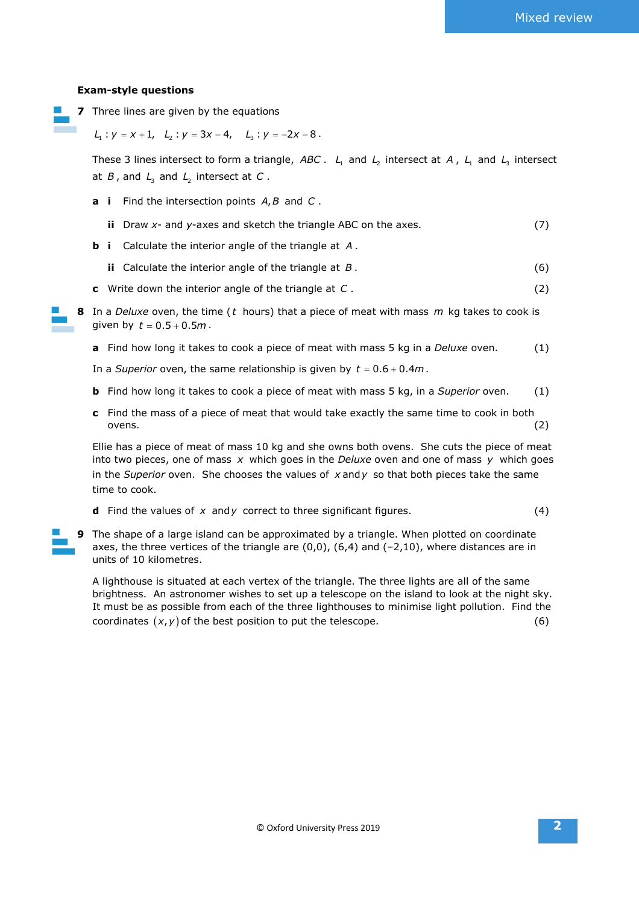### Exam-style questions

**7** Three lines are given by the equations

$L_1: y = x + 1$, $L_2: y = 3x - 4$, $L_3: y = -2x - 8$.

These 3 lines intersect to form a triangle, $ABC$. $L_1$ and $L_2$ intersect at $A$, $L_1$ and $L_3$ intersect at $B$, and $L_3$ and $L_2$ intersect at $C$.

**a** **i** Find the intersection points $A, B$ and $C$.

**ii** Draw $x$- and $y$-axes and sketch the triangle ABC on the axes. (7)

**b** **i** Calculate the interior angle of the triangle at $A$.

**ii** Calculate the interior angle of the triangle at $B$. (6)

**c** Write down the interior angle of the triangle at $C$. (2)

**8** In a *Deluxe* oven, the time ($t$ hours) that a piece of meat with mass $m$ kg takes to cook is given by $t = 0.5 + 0.5m$.

**a** Find how long it takes to cook a piece of meat with mass 5 kg in a *Deluxe* oven. (1)

In a *Superior* oven, the same relationship is given by $t = 0.6 + 0.4m$.

**b** Find how long it takes to cook a piece of meat with mass 5 kg, in a *Superior* oven. (1)

**c** Find the mass of a piece of meat that would take exactly the same time to cook in both ovens. (2)

Ellie has a piece of meat of mass 10 kg and she owns both ovens. She cuts the piece of meat into two pieces, one of mass $x$ which goes in the *Deluxe* oven and one of mass $y$ which goes in the *Superior* oven. She chooses the values of $x$ and $y$ so that both pieces take the same time to cook.

**d** Find the values of $x$ and $y$ correct to three significant figures. (4)

**9** The shape of a large island can be approximated by a triangle. When plotted on coordinate axes, the three vertices of the triangle are (0,0), (6,4) and (−2,10), where distances are in units of 10 kilometres.

A lighthouse is situated at each vertex of the triangle. The three lights are all of the same brightness. An astronomer wishes to set up a telescope on the island to look at the night sky. It must be as possible from each of the three lighthouses to minimise light pollution. Find the coordinates $(x, y)$ of the best position to put the telescope. (6)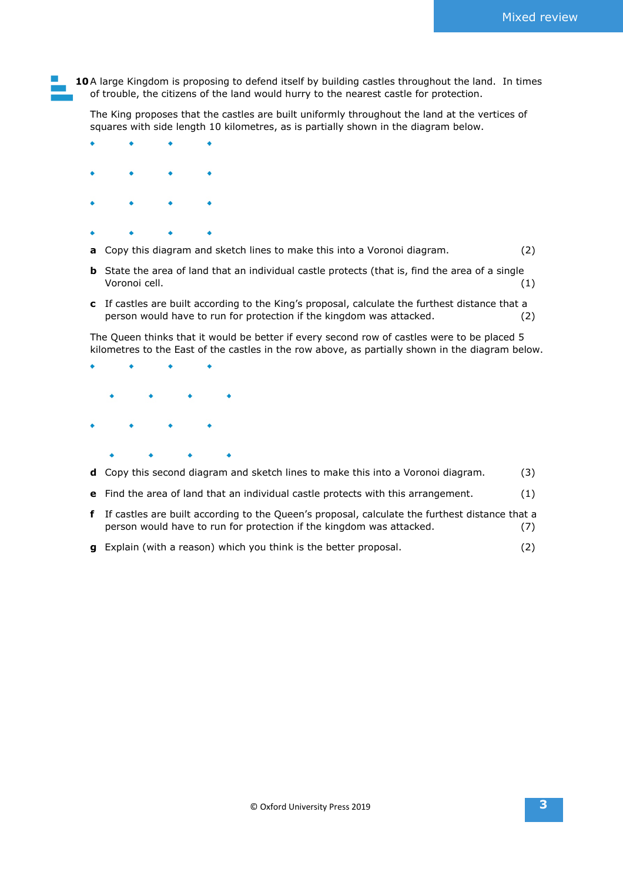**10** A large Kingdom is proposing to defend itself by building castles throughout the land. In times of trouble, the citizens of the land would hurry to the nearest castle for protection.

The King proposes that the castles are built uniformly throughout the land at the vertices of squares with side length 10 kilometres, as is partially shown in the diagram below.

**a** Copy this diagram and sketch lines to make this into a Voronoi diagram. (2)

**b** State the area of land that an individual castle protects (that is, find the area of a single Voronoi cell. (1)

**c** If castles are built according to the King's proposal, calculate the furthest distance that a person would have to run for protection if the kingdom was attacked. (2)

The Queen thinks that it would be better if every second row of castles were to be placed 5 kilometres to the East of the castles in the row above, as partially shown in the diagram below.

**d** Copy this second diagram and sketch lines to make this into a Voronoi diagram. (3)

**e** Find the area of land that an individual castle protects with this arrangement. (1)

**f** If castles are built according to the Queen's proposal, calculate the furthest distance that a person would have to run for protection if the kingdom was attacked. (7)

**g** Explain (with a reason) which you think is the better proposal. (2)